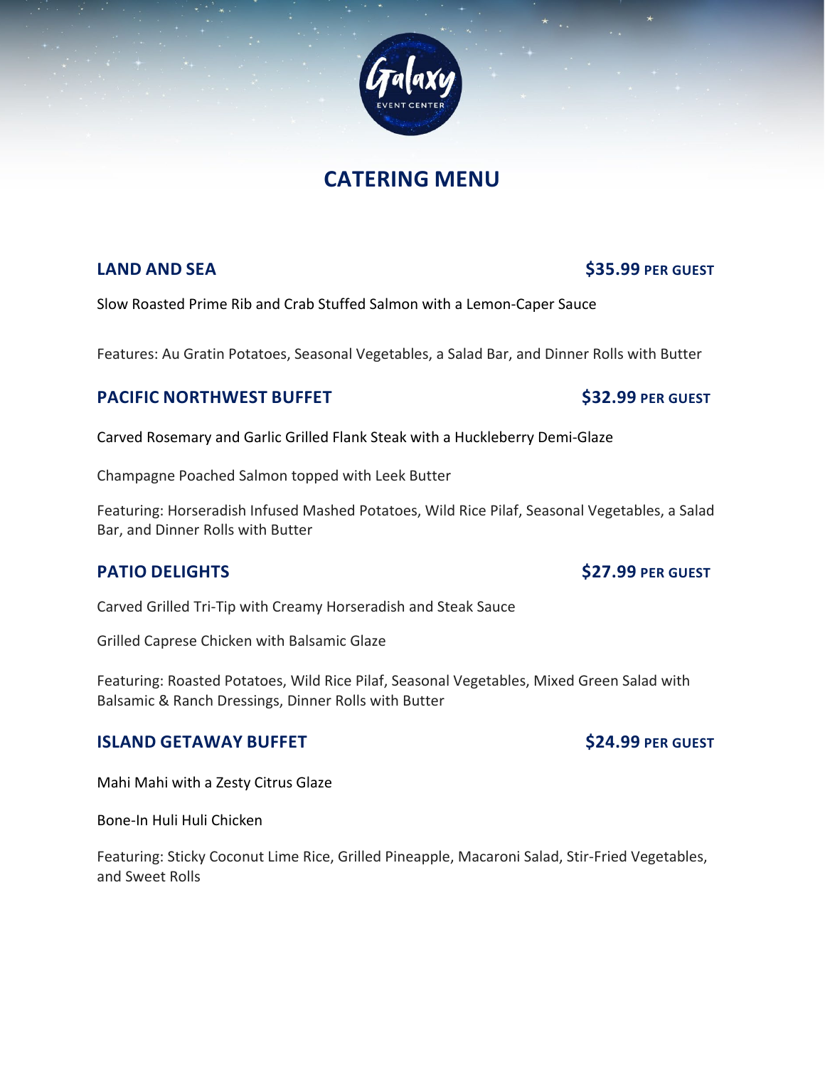# CATERING MENU

## LAND AND SEA — $35.99 PER GUEST

Slow Roasted Prime Rib and Crab Stuffed Salmon with a Lemon-Caper Sauce

Features: Au Gratin Potatoes, Seasonal Vegetables, a Salad Bar, and Dinner Rolls with Butter

## PACIFIC NORTHWEST BUFFET — $32.99 PER GUEST

Carved Rosemary and Garlic Grilled Flank Steak with a Huckleberry Demi-Glaze

Champagne Poached Salmon topped with Leek Butter

Featuring: Horseradish Infused Mashed Potatoes, Wild Rice Pilaf, Seasonal Vegetables, a Salad Bar, and Dinner Rolls with Butter

## PATIO DELIGHTS — $27.99 PER GUEST

Carved Grilled Tri-Tip with Creamy Horseradish and Steak Sauce

Grilled Caprese Chicken with Balsamic Glaze

Featuring: Roasted Potatoes, Wild Rice Pilaf, Seasonal Vegetables, Mixed Green Salad with Balsamic & Ranch Dressings, Dinner Rolls with Butter

## ISLAND GETAWAY BUFFET — $24.99 PER GUEST

Mahi Mahi with a Zesty Citrus Glaze

Bone-In Huli Huli Chicken

Featuring: Sticky Coconut Lime Rice, Grilled Pineapple, Macaroni Salad, Stir-Fried Vegetables, and Sweet Rolls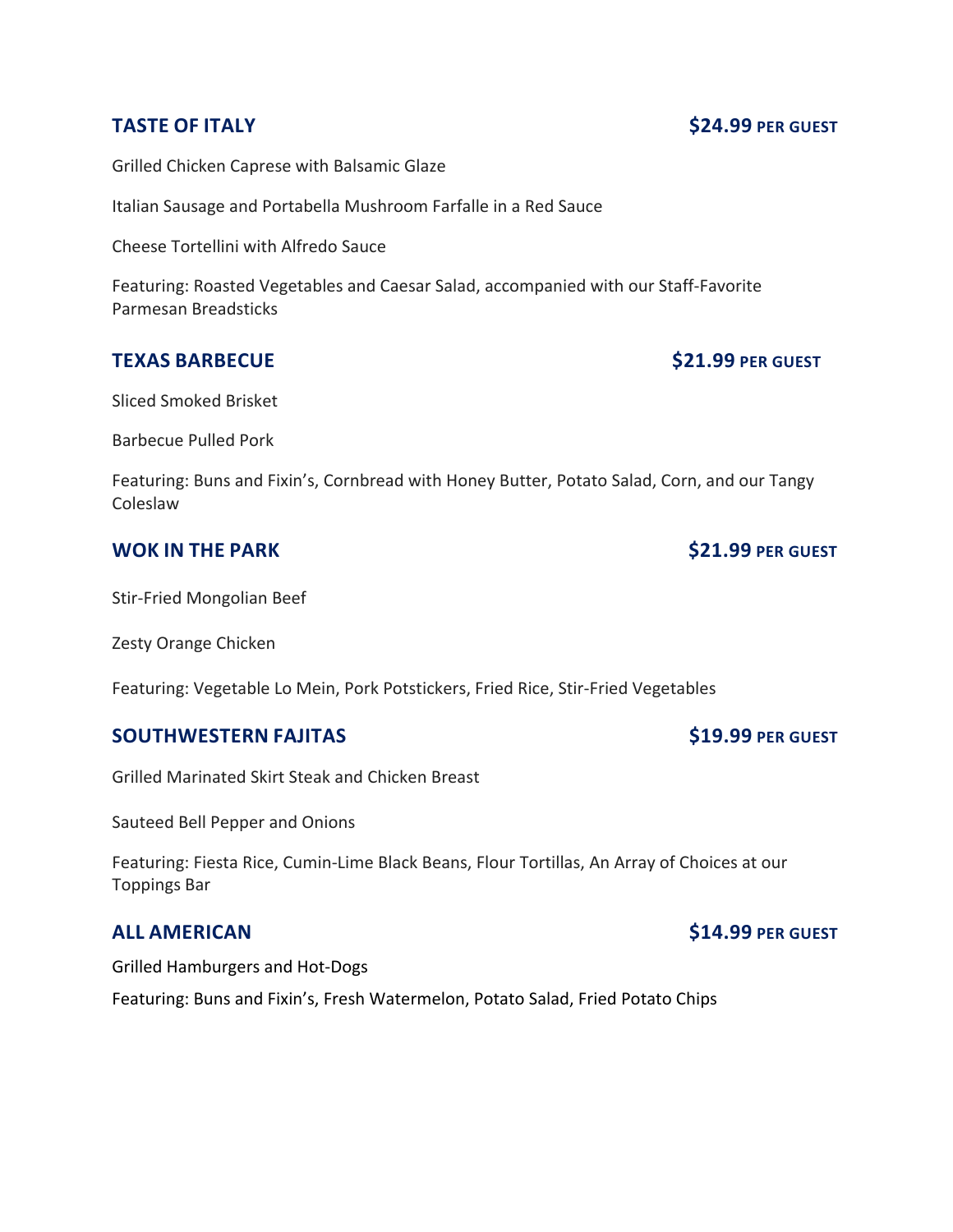## TASTE OF ITALY **$24.99 PER GUEST**

Grilled Chicken Caprese with Balsamic Glaze

Italian Sausage and Portabella Mushroom Farfalle in a Red Sauce

Cheese Tortellini with Alfredo Sauce

Featuring: Roasted Vegetables and Caesar Salad, accompanied with our Staff-Favorite Parmesan Breadsticks

## TEXAS BARBECUE **$21.99 PER GUEST**

Sliced Smoked Brisket

Barbecue Pulled Pork

Featuring: Buns and Fixin's, Cornbread with Honey Butter, Potato Salad, Corn, and our Tangy Coleslaw

## WOK IN THE PARK **$21.99 PER GUEST**

Stir-Fried Mongolian Beef

Zesty Orange Chicken

Featuring: Vegetable Lo Mein, Pork Potstickers, Fried Rice, Stir-Fried Vegetables

## SOUTHWESTERN FAJITAS **$19.99 PER GUEST**

Grilled Marinated Skirt Steak and Chicken Breast

Sauteed Bell Pepper and Onions

Featuring: Fiesta Rice, Cumin-Lime Black Beans, Flour Tortillas, An Array of Choices at our Toppings Bar

## ALL AMERICAN **$14.99 PER GUEST**

Grilled Hamburgers and Hot-Dogs

Featuring: Buns and Fixin's, Fresh Watermelon, Potato Salad, Fried Potato Chips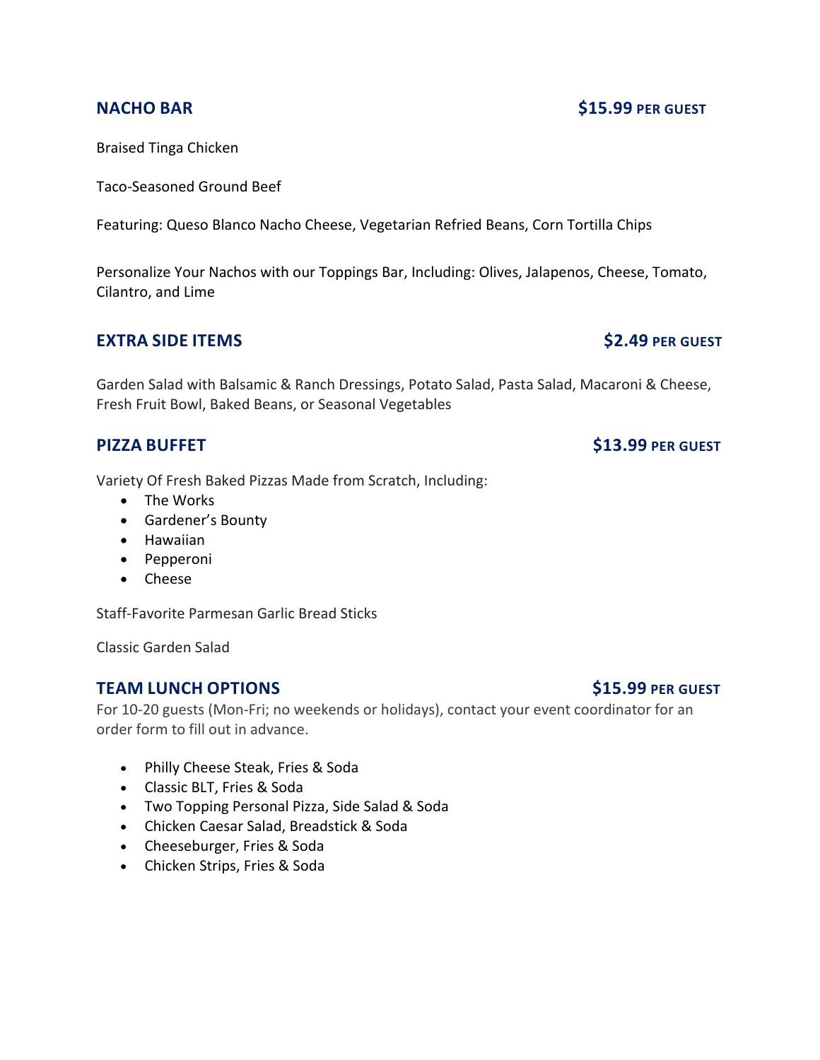## NACHO BAR — $15.99 PER GUEST

Braised Tinga Chicken

Taco-Seasoned Ground Beef

Featuring: Queso Blanco Nacho Cheese, Vegetarian Refried Beans, Corn Tortilla Chips

Personalize Your Nachos with our Toppings Bar, Including: Olives, Jalapenos, Cheese, Tomato, Cilantro, and Lime

## EXTRA SIDE ITEMS — $2.49 PER GUEST

Garden Salad with Balsamic & Ranch Dressings, Potato Salad, Pasta Salad, Macaroni & Cheese, Fresh Fruit Bowl, Baked Beans, or Seasonal Vegetables

## PIZZA BUFFET — $13.99 PER GUEST

Variety Of Fresh Baked Pizzas Made from Scratch, Including:

- The Works
- Gardener's Bounty
- Hawaiian
- Pepperoni
- Cheese

Staff-Favorite Parmesan Garlic Bread Sticks

Classic Garden Salad

## TEAM LUNCH OPTIONS — $15.99 PER GUEST

For 10-20 guests (Mon-Fri; no weekends or holidays), contact your event coordinator for an order form to fill out in advance.

- Philly Cheese Steak, Fries & Soda
- Classic BLT, Fries & Soda
- Two Topping Personal Pizza, Side Salad & Soda
- Chicken Caesar Salad, Breadstick & Soda
- Cheeseburger, Fries & Soda
- Chicken Strips, Fries & Soda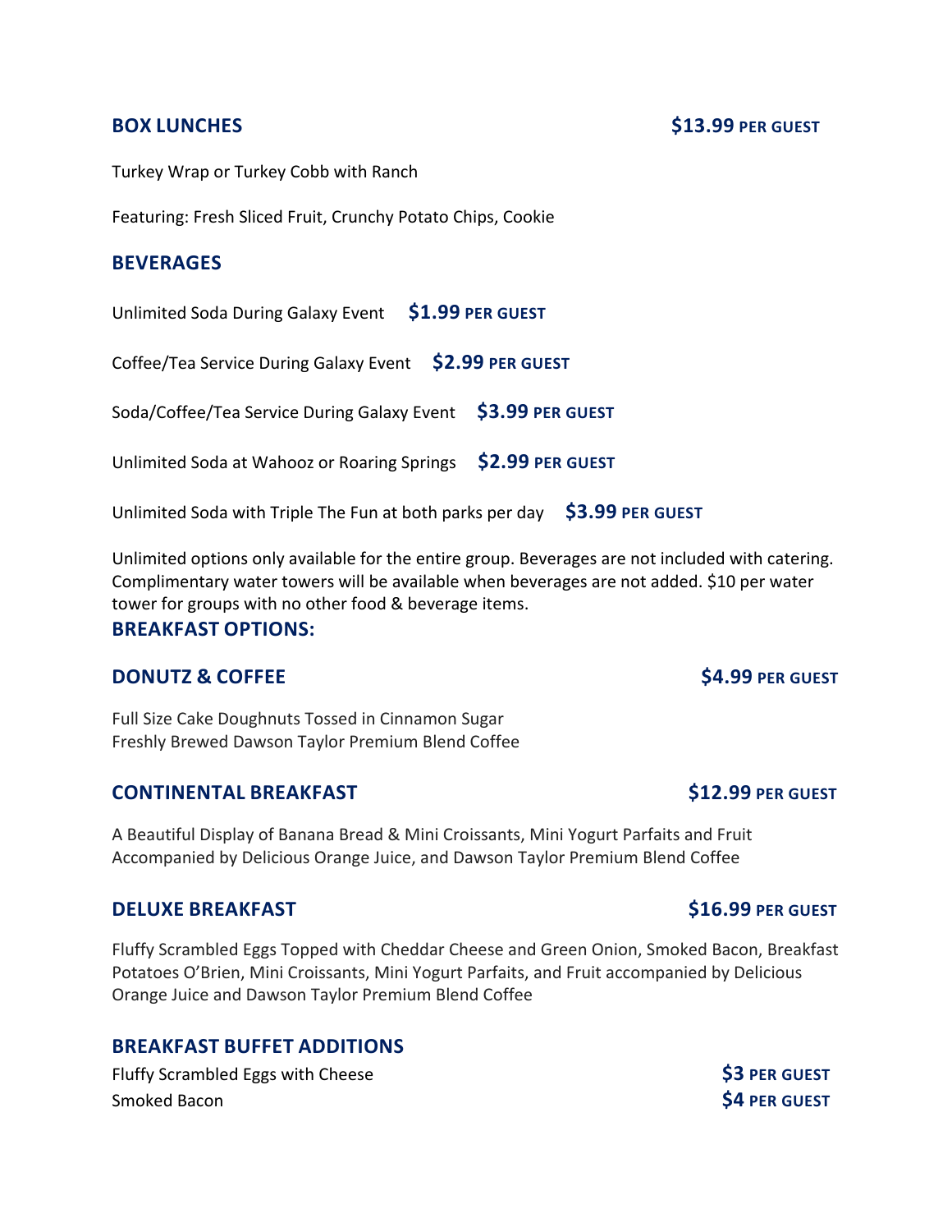## BOX LUNCHES **$13.99 PER GUEST**

Turkey Wrap or Turkey Cobb with Ranch

Featuring: Fresh Sliced Fruit, Crunchy Potato Chips, Cookie

## BEVERAGES

Unlimited Soda During Galaxy Event **$1.99 PER GUEST**

Coffee/Tea Service During Galaxy Event **$2.99 PER GUEST**

Soda/Coffee/Tea Service During Galaxy Event **$3.99 PER GUEST**

Unlimited Soda at Wahooz or Roaring Springs **$2.99 PER GUEST**

Unlimited Soda with Triple The Fun at both parks per day **$3.99 PER GUEST**

Unlimited options only available for the entire group. Beverages are not included with catering. Complimentary water towers will be available when beverages are not added. $10 per water tower for groups with no other food & beverage items.

## BREAKFAST OPTIONS:

### DONUTZ & COFFEE **$4.99 PER GUEST**

Full Size Cake Doughnuts Tossed in Cinnamon Sugar
Freshly Brewed Dawson Taylor Premium Blend Coffee

### CONTINENTAL BREAKFAST **$12.99 PER GUEST**

A Beautiful Display of Banana Bread & Mini Croissants, Mini Yogurt Parfaits and Fruit Accompanied by Delicious Orange Juice, and Dawson Taylor Premium Blend Coffee

### DELUXE BREAKFAST **$16.99 PER GUEST**

Fluffy Scrambled Eggs Topped with Cheddar Cheese and Green Onion, Smoked Bacon, Breakfast Potatoes O'Brien, Mini Croissants, Mini Yogurt Parfaits, and Fruit accompanied by Delicious Orange Juice and Dawson Taylor Premium Blend Coffee

### BREAKFAST BUFFET ADDITIONS

Fluffy Scrambled Eggs with Cheese **$3 PER GUEST**
Smoked Bacon **$4 PER GUEST**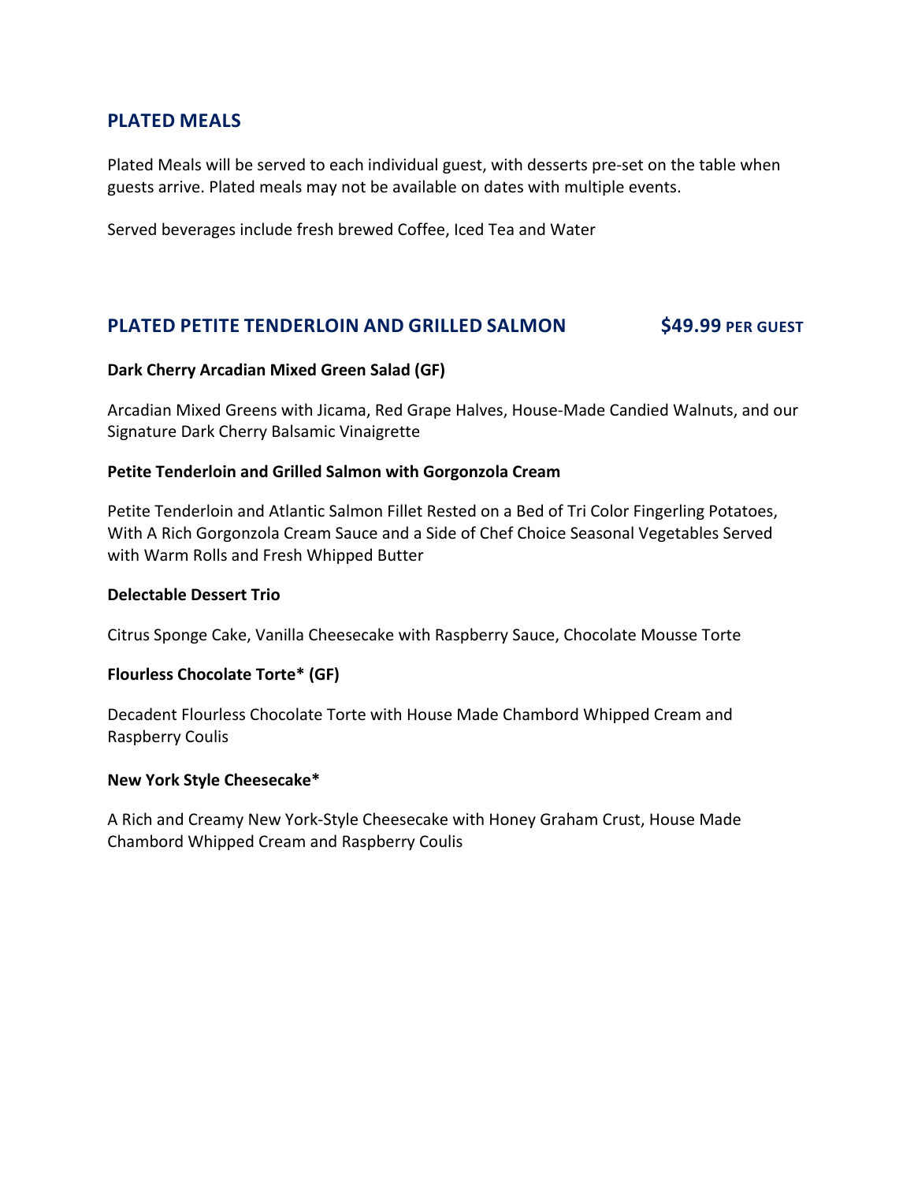## PLATED MEALS

Plated Meals will be served to each individual guest, with desserts pre-set on the table when guests arrive. Plated meals may not be available on dates with multiple events.

Served beverages include fresh brewed Coffee, Iced Tea and Water

## PLATED PETITE TENDERLOIN AND GRILLED SALMON $49.99 PER GUEST

**Dark Cherry Arcadian Mixed Green Salad (GF)**

Arcadian Mixed Greens with Jicama, Red Grape Halves, House-Made Candied Walnuts, and our Signature Dark Cherry Balsamic Vinaigrette

**Petite Tenderloin and Grilled Salmon with Gorgonzola Cream**

Petite Tenderloin and Atlantic Salmon Fillet Rested on a Bed of Tri Color Fingerling Potatoes, With A Rich Gorgonzola Cream Sauce and a Side of Chef Choice Seasonal Vegetables Served with Warm Rolls and Fresh Whipped Butter

**Delectable Dessert Trio**

Citrus Sponge Cake, Vanilla Cheesecake with Raspberry Sauce, Chocolate Mousse Torte

**Flourless Chocolate Torte* (GF)**

Decadent Flourless Chocolate Torte with House Made Chambord Whipped Cream and Raspberry Coulis

**New York Style Cheesecake***

A Rich and Creamy New York-Style Cheesecake with Honey Graham Crust, House Made Chambord Whipped Cream and Raspberry Coulis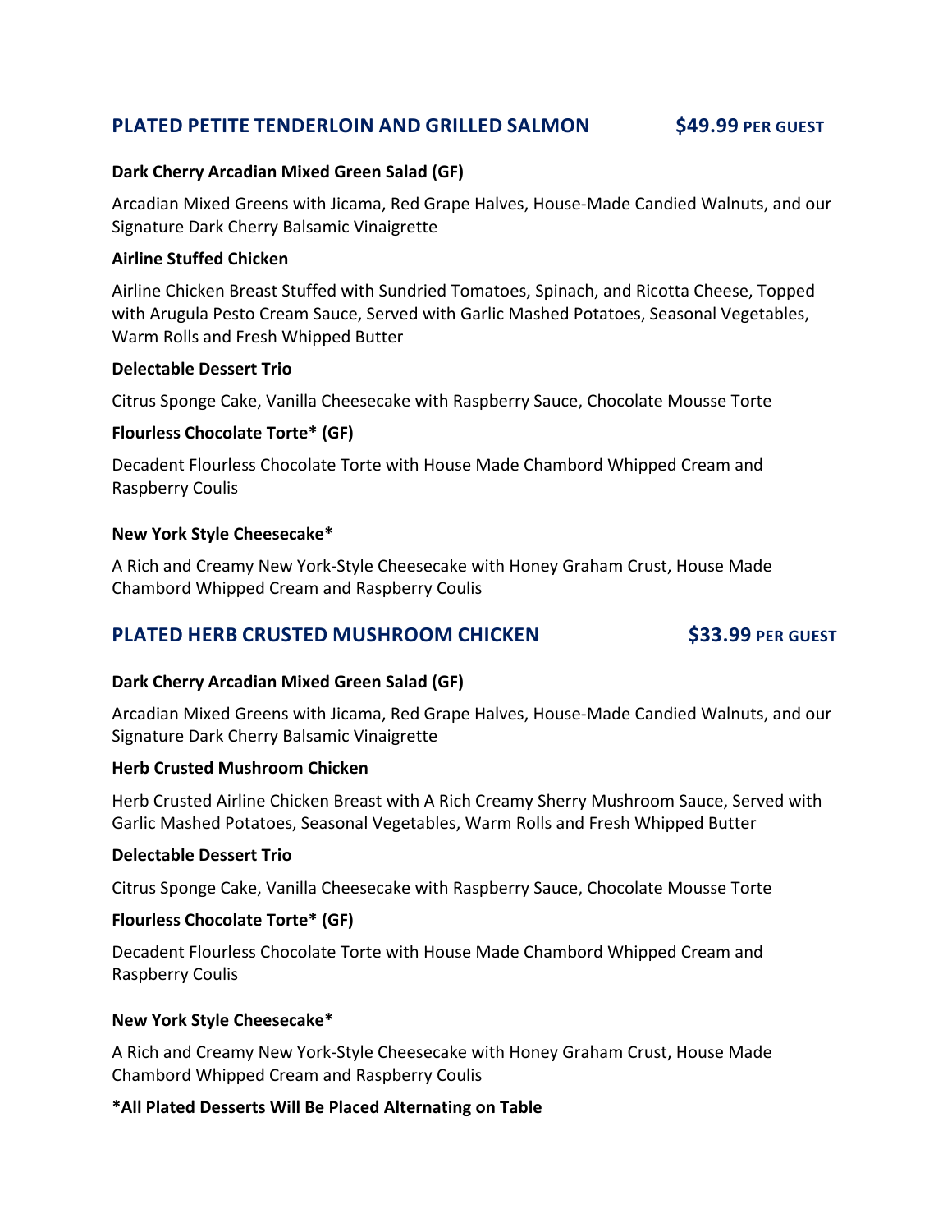## PLATED PETITE TENDERLOIN AND GRILLED SALMON **$49.99 PER GUEST**

**Dark Cherry Arcadian Mixed Green Salad (GF)**

Arcadian Mixed Greens with Jicama, Red Grape Halves, House-Made Candied Walnuts, and our Signature Dark Cherry Balsamic Vinaigrette

**Airline Stuffed Chicken**

Airline Chicken Breast Stuffed with Sundried Tomatoes, Spinach, and Ricotta Cheese, Topped with Arugula Pesto Cream Sauce, Served with Garlic Mashed Potatoes, Seasonal Vegetables, Warm Rolls and Fresh Whipped Butter

**Delectable Dessert Trio**

Citrus Sponge Cake, Vanilla Cheesecake with Raspberry Sauce, Chocolate Mousse Torte

**Flourless Chocolate Torte* (GF)**

Decadent Flourless Chocolate Torte with House Made Chambord Whipped Cream and Raspberry Coulis

**New York Style Cheesecake***

A Rich and Creamy New York-Style Cheesecake with Honey Graham Crust, House Made Chambord Whipped Cream and Raspberry Coulis

## PLATED HERB CRUSTED MUSHROOM CHICKEN **$33.99 PER GUEST**

**Dark Cherry Arcadian Mixed Green Salad (GF)**

Arcadian Mixed Greens with Jicama, Red Grape Halves, House-Made Candied Walnuts, and our Signature Dark Cherry Balsamic Vinaigrette

**Herb Crusted Mushroom Chicken**

Herb Crusted Airline Chicken Breast with A Rich Creamy Sherry Mushroom Sauce, Served with Garlic Mashed Potatoes, Seasonal Vegetables, Warm Rolls and Fresh Whipped Butter

**Delectable Dessert Trio**

Citrus Sponge Cake, Vanilla Cheesecake with Raspberry Sauce, Chocolate Mousse Torte

**Flourless Chocolate Torte* (GF)**

Decadent Flourless Chocolate Torte with House Made Chambord Whipped Cream and Raspberry Coulis

**New York Style Cheesecake***

A Rich and Creamy New York-Style Cheesecake with Honey Graham Crust, House Made Chambord Whipped Cream and Raspberry Coulis

***All Plated Desserts Will Be Placed Alternating on Table**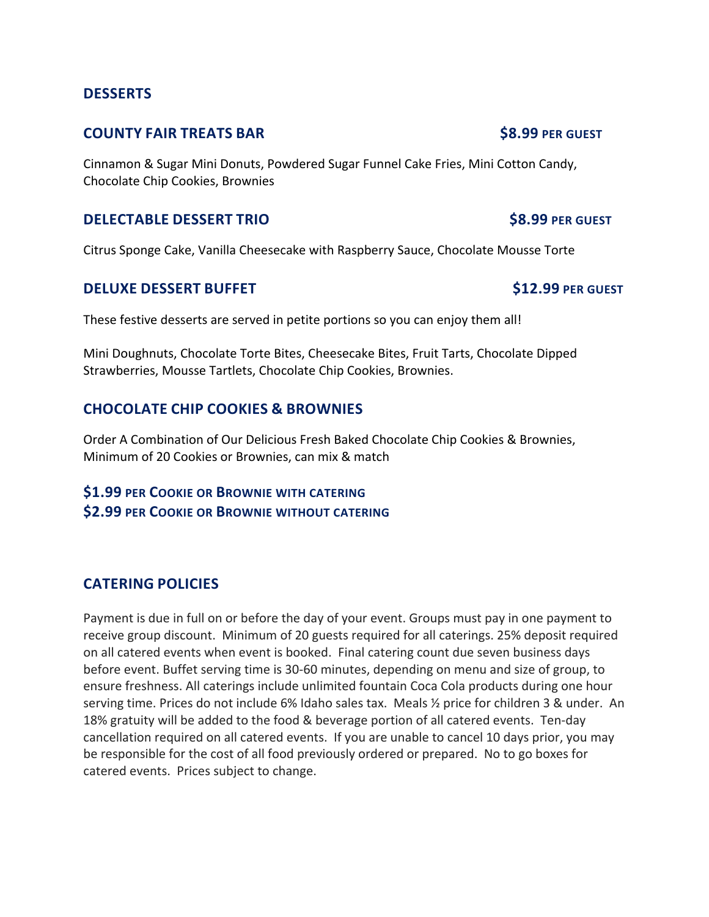## DESSERTS

### COUNTY FAIR TREATS BAR — $8.99 PER GUEST

Cinnamon & Sugar Mini Donuts, Powdered Sugar Funnel Cake Fries, Mini Cotton Candy, Chocolate Chip Cookies, Brownies

### DELECTABLE DESSERT TRIO — $8.99 PER GUEST

Citrus Sponge Cake, Vanilla Cheesecake with Raspberry Sauce, Chocolate Mousse Torte

### DELUXE DESSERT BUFFET — $12.99 PER GUEST

These festive desserts are served in petite portions so you can enjoy them all!

Mini Doughnuts, Chocolate Torte Bites, Cheesecake Bites, Fruit Tarts, Chocolate Dipped Strawberries, Mousse Tartlets, Chocolate Chip Cookies, Brownies.

### CHOCOLATE CHIP COOKIES & BROWNIES

Order A Combination of Our Delicious Fresh Baked Chocolate Chip Cookies & Brownies, Minimum of 20 Cookies or Brownies, can mix & match

**$1.99 PER COOKIE OR BROWNIE WITH CATERING**
**$2.99 PER COOKIE OR BROWNIE WITHOUT CATERING**

## CATERING POLICIES

Payment is due in full on or before the day of your event. Groups must pay in one payment to receive group discount. Minimum of 20 guests required for all caterings. 25% deposit required on all catered events when event is booked. Final catering count due seven business days before event. Buffet serving time is 30-60 minutes, depending on menu and size of group, to ensure freshness. All caterings include unlimited fountain Coca Cola products during one hour serving time. Prices do not include 6% Idaho sales tax. Meals ½ price for children 3 & under. An 18% gratuity will be added to the food & beverage portion of all catered events. Ten-day cancellation required on all catered events. If you are unable to cancel 10 days prior, you may be responsible for the cost of all food previously ordered or prepared. No to go boxes for catered events. Prices subject to change.